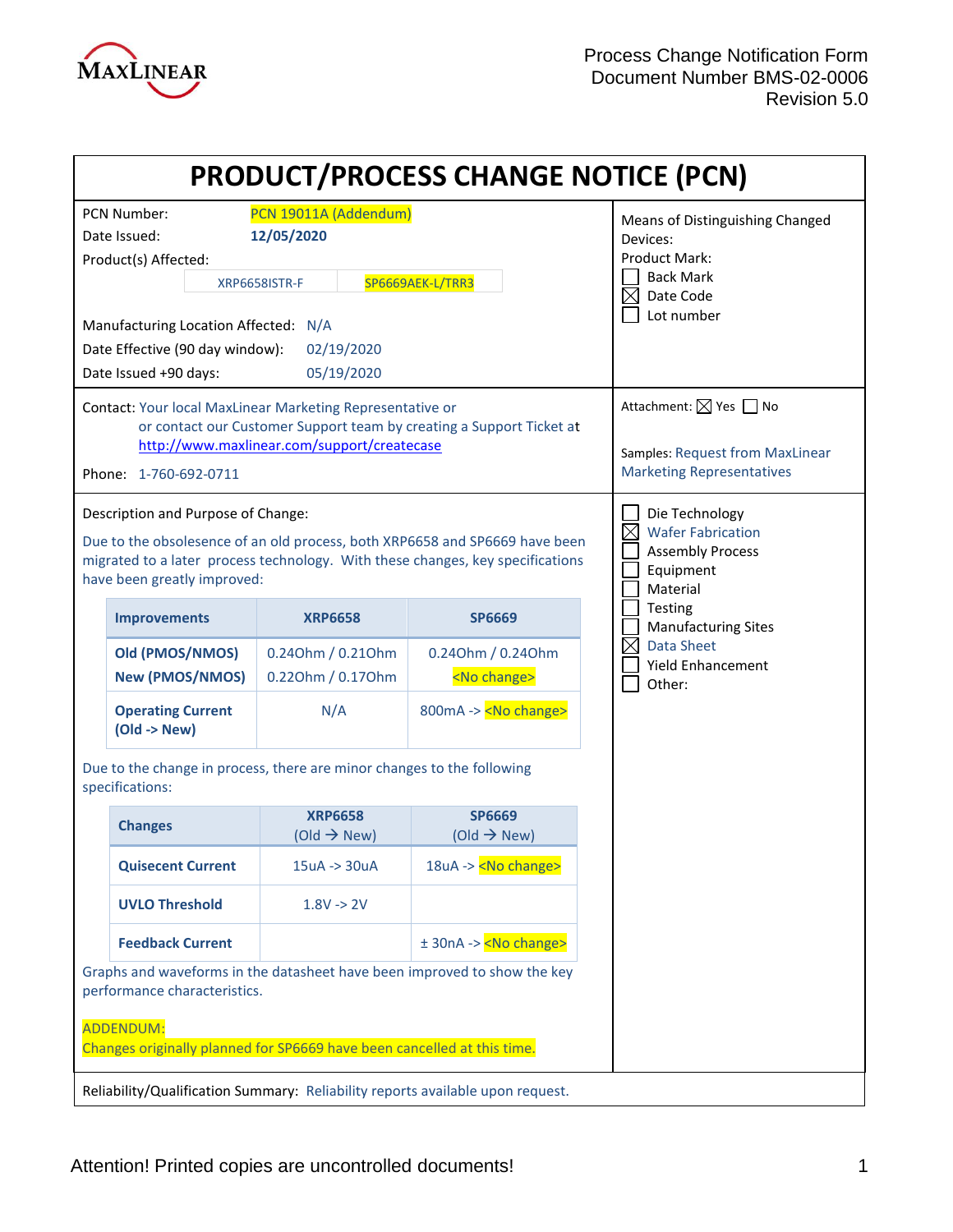MaxLinear

Process Change Notification Form
Document Number BMS-02-0006
Revision 5.0

# PRODUCT/PROCESS CHANGE NOTICE (PCN)

PCN Number: PCN 19011A (Addendum)
Date Issued: **12/05/2020**
Product(s) Affected:

| XRP6658ISTR-F | SP6669AEK-L/TRR3 |
|---|---|

Manufacturing Location Affected: N/A
Date Effective (90 day window): 02/19/2020
Date Issued +90 days: 05/19/2020

Means of Distinguishing Changed Devices:
Product Mark:
- ☐ Back Mark
- ☒ Date Code
- ☐ Lot number

Contact: Your local MaxLinear Marketing Representative or or contact our Customer Support team by creating a Support Ticket at http://www.maxlinear.com/support/createcase

Phone: 1-760-692-0711

Attachment: ☒ Yes ☐ No

Samples: Request from MaxLinear Marketing Representatives

Description and Purpose of Change:

Due to the obsolescence of an old process, both XRP6658 and SP6669 have been migrated to a later process technology. With these changes, key specifications have been greatly improved:

| Improvements | XRP6658 | SP6669 |
|---|---|---|
| **Old (PMOS/NMOS)**<br>**New (PMOS/NMOS)** | 0.24Ohm / 0.21Ohm<br>0.22Ohm / 0.17Ohm | 0.24Ohm / 0.24Ohm<br><No change> |
| **Operating Current (Old -> New)** | N/A | 800mA -> <No change> |

Due to the change in process, there are minor changes to the following specifications:

| Changes | XRP6658 (Old → New) | SP6669 (Old → New) |
|---|---|---|
| **Quisecent Current** | 15uA -> 30uA | 18uA -> <No change> |
| **UVLO Threshold** | 1.8V -> 2V | |
| **Feedback Current** | | ± 30nA -> <No change> |

Graphs and waveforms in the datasheet have been improved to show the key performance characteristics.

ADDENDUM:
Changes originally planned for SP6669 have been cancelled at this time.

- ☐ Die Technology
- ☒ Wafer Fabrication
- ☐ Assembly Process
- ☐ Equipment
- ☐ Material
- ☐ Testing
- ☐ Manufacturing Sites
- ☒ Data Sheet
- ☐ Yield Enhancement
- ☐ Other:

Reliability/Qualification Summary: Reliability reports available upon request.

Attention! Printed copies are uncontrolled documents!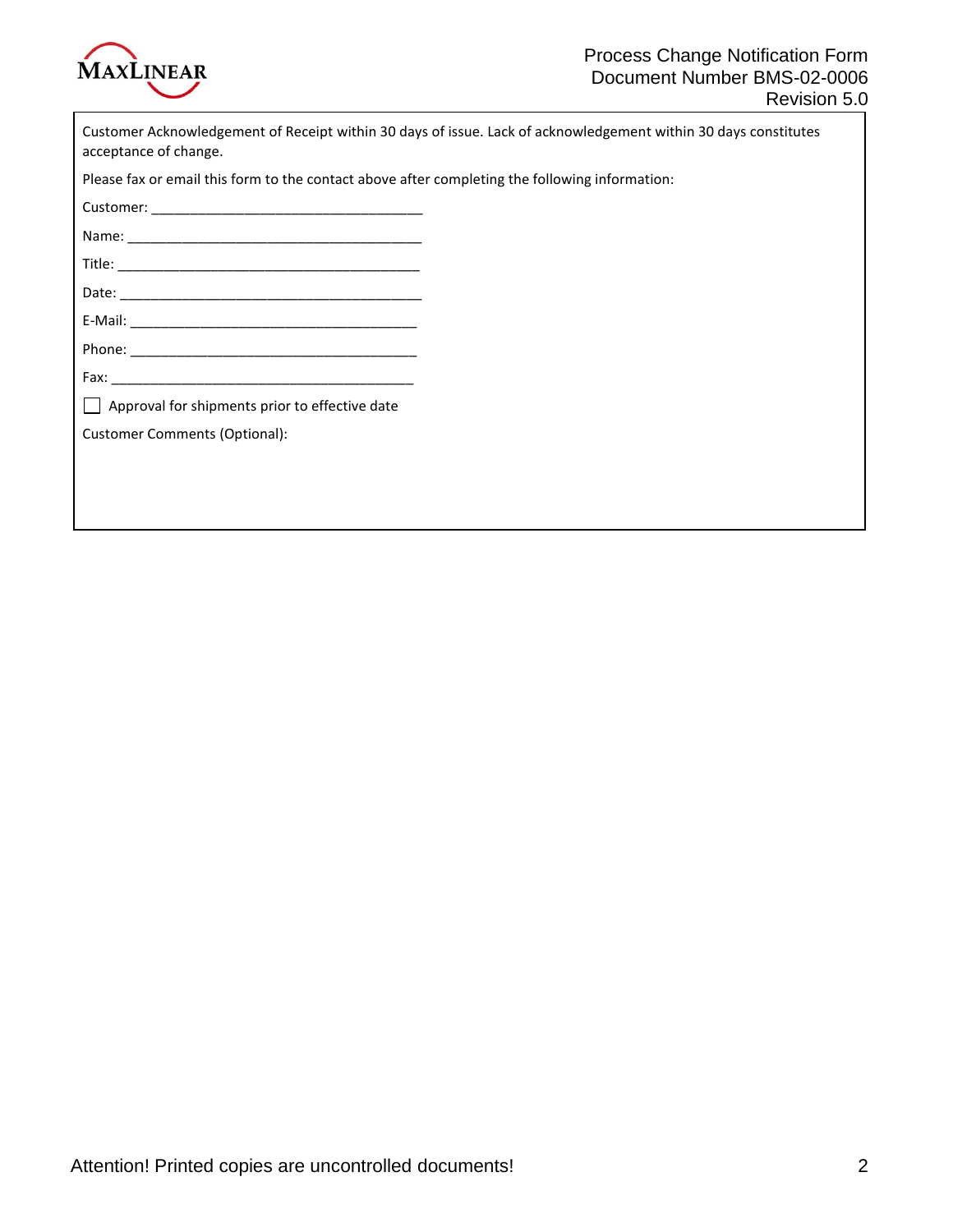Customer Acknowledgement of Receipt within 30 days of issue. Lack of acknowledgement within 30 days constitutes acceptance of change.

Please fax or email this form to the contact above after completing the following information:

Customer: ___________________________________

Name: ______________________________________

Title: _______________________________________

Date: _______________________________________

E-Mail: _____________________________________

Phone: _____________________________________

Fax: _______________________________________

☐ Approval for shipments prior to effective date

Customer Comments (Optional):